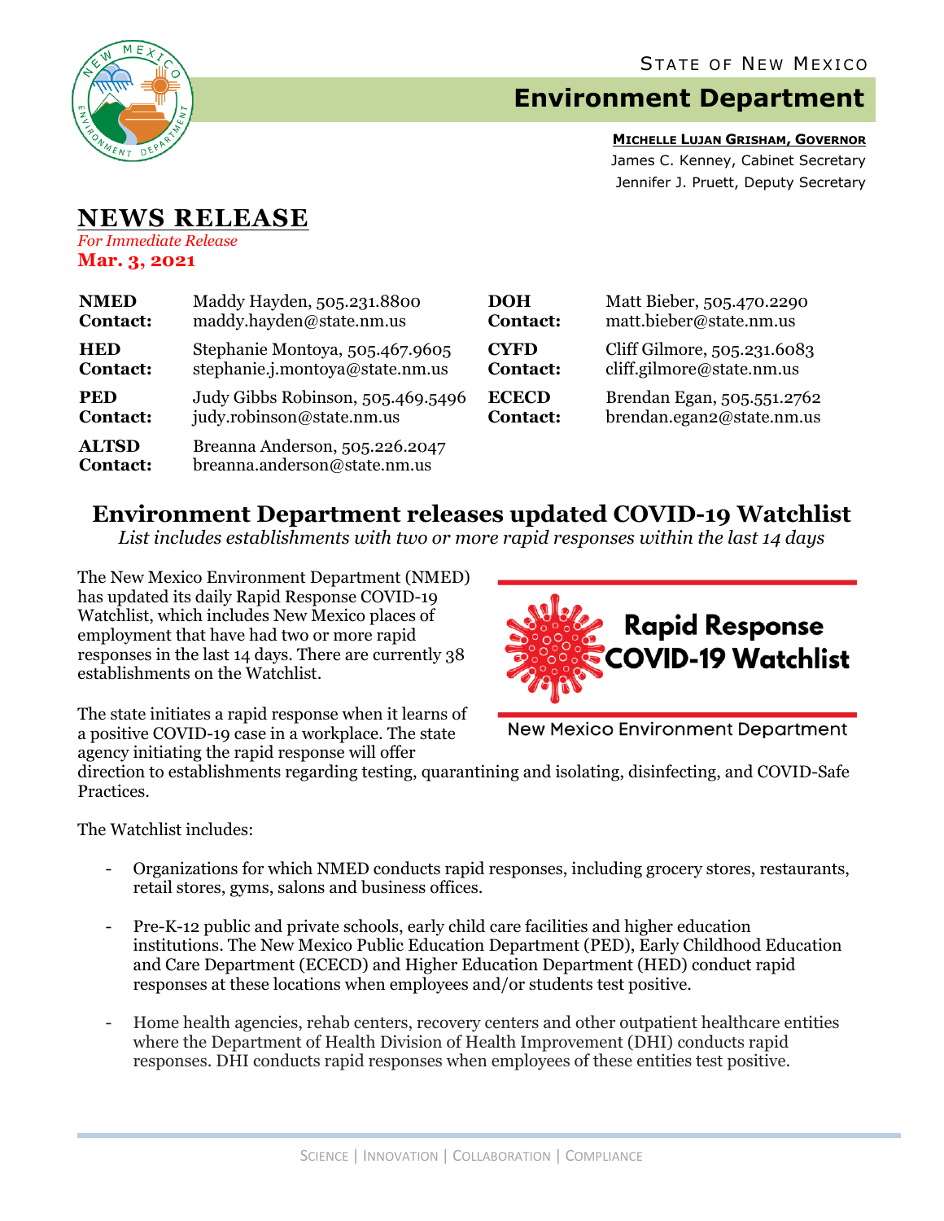STATE OF NEW MEXICO

# Environment Department

**MICHELLE LUJAN GRISHAM, GOVERNOR**
James C. Kenney, Cabinet Secretary
Jennifer J. Pruett, Deputy Secretary

## NEWS RELEASE

*For Immediate Release*
**Mar. 3, 2021**

| | | | |
|---|---|---|---|
| **NMED Contact:** | Maddy Hayden, 505.231.8800 maddy.hayden@state.nm.us | **DOH Contact:** | Matt Bieber, 505.470.2290 matt.bieber@state.nm.us |
| **HED Contact:** | Stephanie Montoya, 505.467.9605 stephanie.j.montoya@state.nm.us | **CYFD Contact:** | Cliff Gilmore, 505.231.6083 cliff.gilmore@state.nm.us |
| **PED Contact:** | Judy Gibbs Robinson, 505.469.5496 judy.robinson@state.nm.us | **ECECD Contact:** | Brendan Egan, 505.551.2762 brendan.egan2@state.nm.us |
| **ALTSD Contact:** | Breanna Anderson, 505.226.2047 breanna.anderson@state.nm.us | | |

## Environment Department releases updated COVID-19 Watchlist

*List includes establishments with two or more rapid responses within the last 14 days*

The New Mexico Environment Department (NMED) has updated its daily Rapid Response COVID-19 Watchlist, which includes New Mexico places of employment that have had two or more rapid responses in the last 14 days. There are currently 38 establishments on the Watchlist.

Rapid Response COVID-19 Watchlist

New Mexico Environment Department

The state initiates a rapid response when it learns of a positive COVID-19 case in a workplace. The state agency initiating the rapid response will offer direction to establishments regarding testing, quarantining and isolating, disinfecting, and COVID-Safe Practices.

The Watchlist includes:

- Organizations for which NMED conducts rapid responses, including grocery stores, restaurants, retail stores, gyms, salons and business offices.
- Pre-K-12 public and private schools, early child care facilities and higher education institutions. The New Mexico Public Education Department (PED), Early Childhood Education and Care Department (ECECD) and Higher Education Department (HED) conduct rapid responses at these locations when employees and/or students test positive.
- Home health agencies, rehab centers, recovery centers and other outpatient healthcare entities where the Department of Health Division of Health Improvement (DHI) conducts rapid responses. DHI conducts rapid responses when employees of these entities test positive.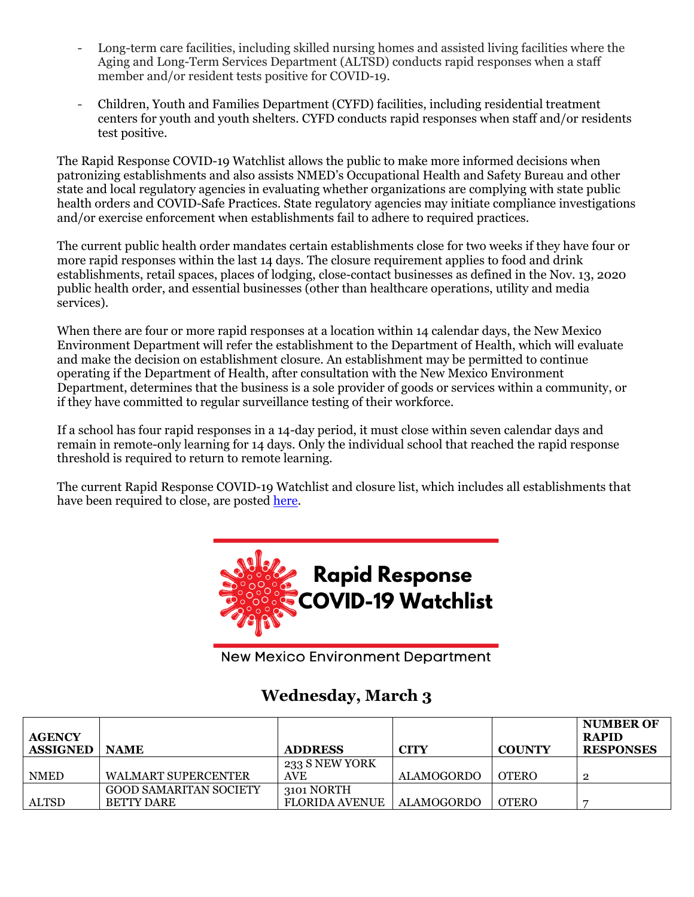- Long-term care facilities, including skilled nursing homes and assisted living facilities where the Aging and Long-Term Services Department (ALTSD) conducts rapid responses when a staff member and/or resident tests positive for COVID-19.

- Children, Youth and Families Department (CYFD) facilities, including residential treatment centers for youth and youth shelters. CYFD conducts rapid responses when staff and/or residents test positive.

The Rapid Response COVID-19 Watchlist allows the public to make more informed decisions when patronizing establishments and also assists NMED's Occupational Health and Safety Bureau and other state and local regulatory agencies in evaluating whether organizations are complying with state public health orders and COVID-Safe Practices. State regulatory agencies may initiate compliance investigations and/or exercise enforcement when establishments fail to adhere to required practices.

The current public health order mandates certain establishments close for two weeks if they have four or more rapid responses within the last 14 days. The closure requirement applies to food and drink establishments, retail spaces, places of lodging, close-contact businesses as defined in the Nov. 13, 2020 public health order, and essential businesses (other than healthcare operations, utility and media services).

When there are four or more rapid responses at a location within 14 calendar days, the New Mexico Environment Department will refer the establishment to the Department of Health, which will evaluate and make the decision on establishment closure. An establishment may be permitted to continue operating if the Department of Health, after consultation with the New Mexico Environment Department, determines that the business is a sole provider of goods or services within a community, or if they have committed to regular surveillance testing of their workforce.

If a school has four rapid responses in a 14-day period, it must close within seven calendar days and remain in remote-only learning for 14 days. Only the individual school that reached the rapid response threshold is required to return to remote learning.

The current Rapid Response COVID-19 Watchlist and closure list, which includes all establishments that have been required to close, are posted here.

**Rapid Response COVID-19 Watchlist**

New Mexico Environment Department

## Wednesday, March 3

| AGENCY ASSIGNED | NAME | ADDRESS | CITY | COUNTY | NUMBER OF RAPID RESPONSES |
|---|---|---|---|---|---|
| NMED | WALMART SUPERCENTER | 233 S NEW YORK AVE | ALAMOGORDO | OTERO | 2 |
| ALTSD | GOOD SAMARITAN SOCIETY BETTY DARE | 3101 NORTH FLORIDA AVENUE | ALAMOGORDO | OTERO | 7 |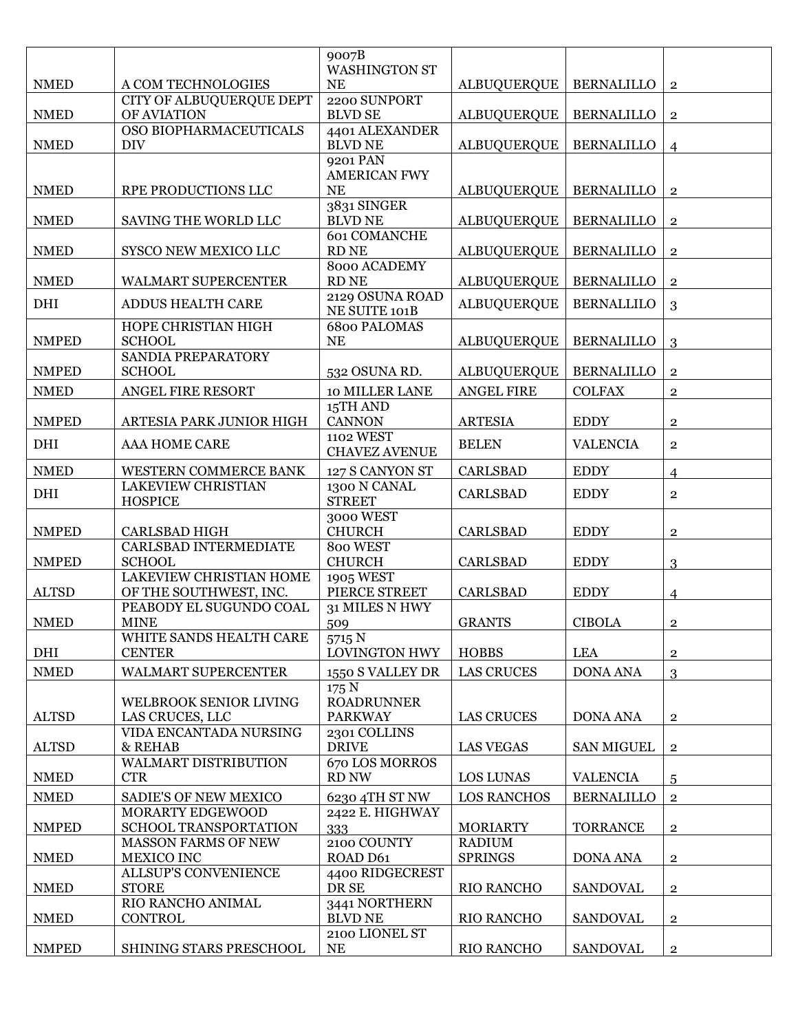| | | | | | |
|---|---|---|---|---|---|
| NMED | A COM TECHNOLOGIES | 9007B WASHINGTON ST NE | ALBUQUERQUE | BERNALILLO | 2 |
| NMED | CITY OF ALBUQUERQUE DEPT OF AVIATION | 2200 SUNPORT BLVD SE | ALBUQUERQUE | BERNALILLO | 2 |
| NMED | OSO BIOPHARMACEUTICALS DIV | 4401 ALEXANDER BLVD NE | ALBUQUERQUE | BERNALILLO | 4 |
| NMED | RPE PRODUCTIONS LLC | 9201 PAN AMERICAN FWY NE | ALBUQUERQUE | BERNALILLO | 2 |
| NMED | SAVING THE WORLD LLC | 3831 SINGER BLVD NE | ALBUQUERQUE | BERNALILLO | 2 |
| NMED | SYSCO NEW MEXICO LLC | 601 COMANCHE RD NE | ALBUQUERQUE | BERNALILLO | 2 |
| NMED | WALMART SUPERCENTER | 8000 ACADEMY RD NE | ALBUQUERQUE | BERNALILLO | 2 |
| DHI | ADDUS HEALTH CARE | 2129 OSUNA ROAD NE SUITE 101B | ALBUQUERQUE | BERNALLILO | 3 |
| NMPED | HOPE CHRISTIAN HIGH SCHOOL | 6800 PALOMAS NE | ALBUQUERQUE | BERNALILLO | 3 |
| NMPED | SANDIA PREPARATORY SCHOOL | 532 OSUNA RD. | ALBUQUERQUE | BERNALILLO | 2 |
| NMED | ANGEL FIRE RESORT | 10 MILLER LANE | ANGEL FIRE | COLFAX | 2 |
| NMPED | ARTESIA PARK JUNIOR HIGH | 15TH AND CANNON | ARTESIA | EDDY | 2 |
| DHI | AAA HOME CARE | 1102 WEST CHAVEZ AVENUE | BELEN | VALENCIA | 2 |
| NMED | WESTERN COMMERCE BANK | 127 S CANYON ST | CARLSBAD | EDDY | 4 |
| DHI | LAKEVIEW CHRISTIAN HOSPICE | 1300 N CANAL STREET | CARLSBAD | EDDY | 2 |
| NMPED | CARLSBAD HIGH | 3000 WEST CHURCH | CARLSBAD | EDDY | 2 |
| NMPED | CARLSBAD INTERMEDIATE SCHOOL | 800 WEST CHURCH | CARLSBAD | EDDY | 3 |
| ALTSD | LAKEVIEW CHRISTIAN HOME OF THE SOUTHWEST, INC. | 1905 WEST PIERCE STREET | CARLSBAD | EDDY | 4 |
| NMED | PEABODY EL SUGUNDO COAL MINE | 31 MILES N HWY 509 | GRANTS | CIBOLA | 2 |
| DHI | WHITE SANDS HEALTH CARE CENTER | 5715 N LOVINGTON HWY | HOBBS | LEA | 2 |
| NMED | WALMART SUPERCENTER | 1550 S VALLEY DR | LAS CRUCES | DONA ANA | 3 |
| ALTSD | WELBROOK SENIOR LIVING LAS CRUCES, LLC | 175 N ROADRUNNER PARKWAY | LAS CRUCES | DONA ANA | 2 |
| ALTSD | VIDA ENCANTADA NURSING & REHAB | 2301 COLLINS DRIVE | LAS VEGAS | SAN MIGUEL | 2 |
| NMED | WALMART DISTRIBUTION CTR | 670 LOS MORROS RD NW | LOS LUNAS | VALENCIA | 5 |
| NMED | SADIE'S OF NEW MEXICO | 6230 4TH ST NW | LOS RANCHOS | BERNALILLO | 2 |
| NMPED | MORARTY EDGEWOOD SCHOOL TRANSPORTATION | 2422 E. HIGHWAY 333 | MORIARTY | TORRANCE | 2 |
| NMED | MASSON FARMS OF NEW MEXICO INC | 2100 COUNTY ROAD D61 | RADIUM SPRINGS | DONA ANA | 2 |
| NMED | ALLSUP'S CONVENIENCE STORE | 4400 RIDGECREST DR SE | RIO RANCHO | SANDOVAL | 2 |
| NMED | RIO RANCHO ANIMAL CONTROL | 3441 NORTHERN BLVD NE | RIO RANCHO | SANDOVAL | 2 |
| NMPED | SHINING STARS PRESCHOOL | 2100 LIONEL ST NE | RIO RANCHO | SANDOVAL | 2 |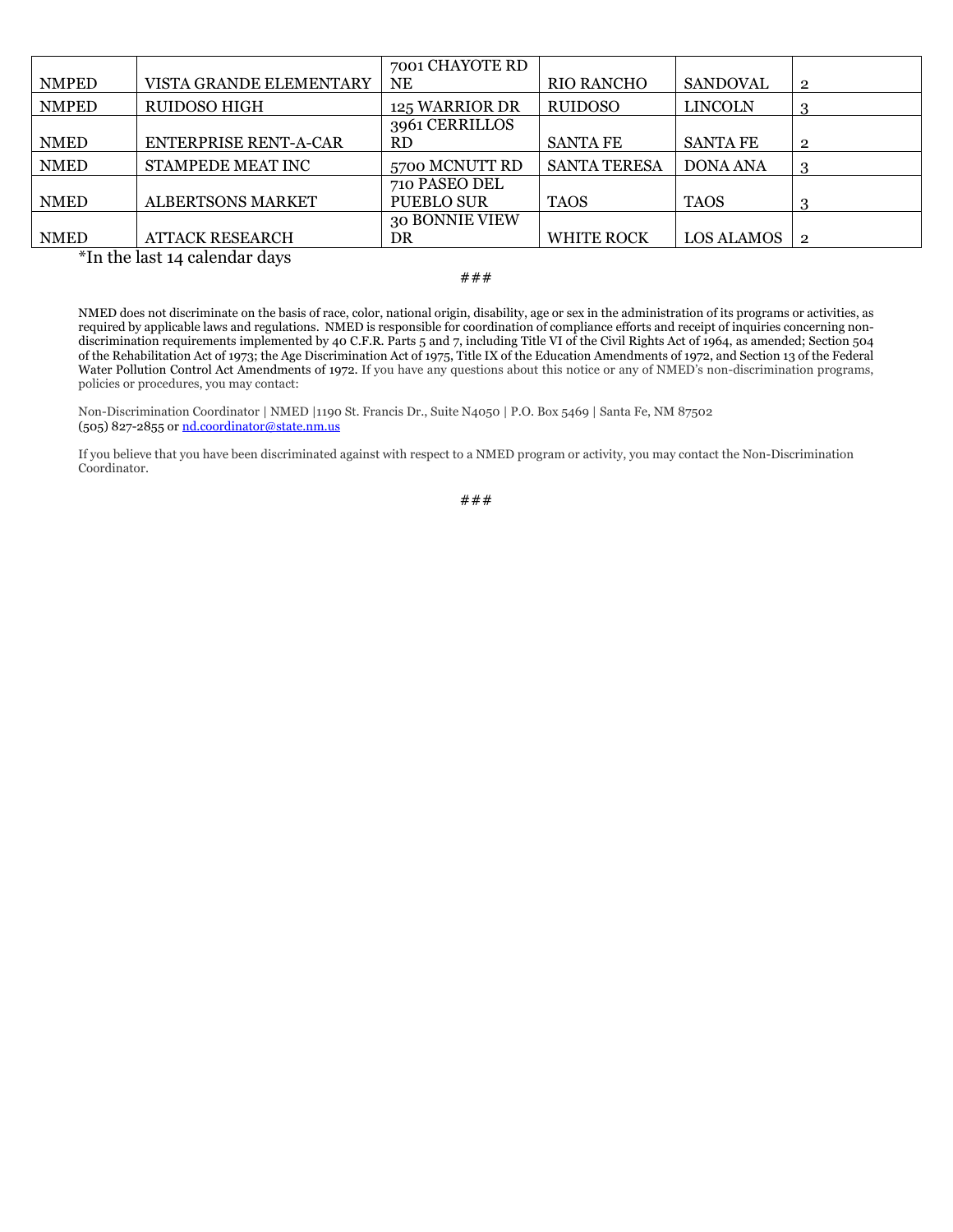| | | | | | |
|---|---|---|---|---|---|
| NMPED | VISTA GRANDE ELEMENTARY | 7001 CHAYOTE RD NE | RIO RANCHO | SANDOVAL | 2 |
| NMPED | RUIDOSO HIGH | 125 WARRIOR DR | RUIDOSO | LINCOLN | 3 |
| NMED | ENTERPRISE RENT-A-CAR | 3961 CERRILLOS RD | SANTA FE | SANTA FE | 2 |
| NMED | STAMPEDE MEAT INC | 5700 MCNUTT RD | SANTA TERESA | DONA ANA | 3 |
| NMED | ALBERTSONS MARKET | 710 PASEO DEL PUEBLO SUR | TAOS | TAOS | 3 |
| NMED | ATTACK RESEARCH | 30 BONNIE VIEW DR | WHITE ROCK | LOS ALAMOS | 2 |

*In the last 14 calendar days

###

NMED does not discriminate on the basis of race, color, national origin, disability, age or sex in the administration of its programs or activities, as required by applicable laws and regulations. NMED is responsible for coordination of compliance efforts and receipt of inquiries concerning non-discrimination requirements implemented by 40 C.F.R. Parts 5 and 7, including Title VI of the Civil Rights Act of 1964, as amended; Section 504 of the Rehabilitation Act of 1973; the Age Discrimination Act of 1975, Title IX of the Education Amendments of 1972, and Section 13 of the Federal Water Pollution Control Act Amendments of 1972. If you have any questions about this notice or any of NMED's non-discrimination programs, policies or procedures, you may contact:

Non-Discrimination Coordinator | NMED |1190 St. Francis Dr., Suite N4050 | P.O. Box 5469 | Santa Fe, NM 87502
(505) 827-2855 or nd.coordinator@state.nm.us

If you believe that you have been discriminated against with respect to a NMED program or activity, you may contact the Non-Discrimination Coordinator.

###